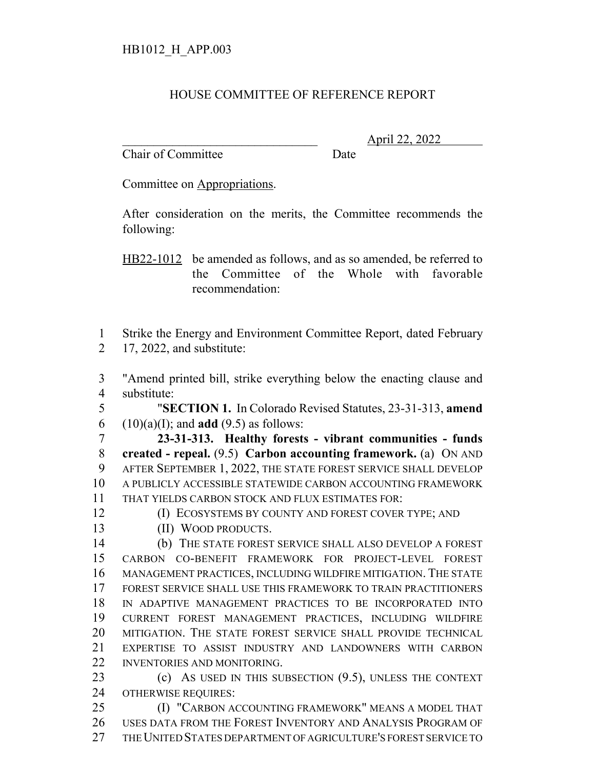HB1012_H_APP.003

HOUSE COMMITTEE OF REFERENCE REPORT

_______________________________ April 22, 2022
Chair of Committee Date

Committee on Appropriations.

After consideration on the merits, the Committee recommends the following:

HB22-1012 be amended as follows, and as so amended, be referred to the Committee of the Whole with favorable recommendation:

1 Strike the Energy and Environment Committee Report, dated February
2 17, 2022, and substitute:

3 "Amend printed bill, strike everything below the enacting clause and
4 substitute:
5 "**SECTION 1.** In Colorado Revised Statutes, 23-31-313, **amend**
6 (10)(a)(I); and **add** (9.5) as follows:
7 **23-31-313. Healthy forests - vibrant communities - funds**
8 **created - repeal.** (9.5) **Carbon accounting framework.** (a) ON AND
9 AFTER SEPTEMBER 1, 2022, THE STATE FOREST SERVICE SHALL DEVELOP
10 A PUBLICLY ACCESSIBLE STATEWIDE CARBON ACCOUNTING FRAMEWORK
11 THAT YIELDS CARBON STOCK AND FLUX ESTIMATES FOR:
12 (I) ECOSYSTEMS BY COUNTY AND FOREST COVER TYPE; AND
13 (II) WOOD PRODUCTS.
14 (b) THE STATE FOREST SERVICE SHALL ALSO DEVELOP A FOREST
15 CARBON CO-BENEFIT FRAMEWORK FOR PROJECT-LEVEL FOREST
16 MANAGEMENT PRACTICES, INCLUDING WILDFIRE MITIGATION. THE STATE
17 FOREST SERVICE SHALL USE THIS FRAMEWORK TO TRAIN PRACTITIONERS
18 IN ADAPTIVE MANAGEMENT PRACTICES TO BE INCORPORATED INTO
19 CURRENT FOREST MANAGEMENT PRACTICES, INCLUDING WILDFIRE
20 MITIGATION. THE STATE FOREST SERVICE SHALL PROVIDE TECHNICAL
21 EXPERTISE TO ASSIST INDUSTRY AND LANDOWNERS WITH CARBON
22 INVENTORIES AND MONITORING.
23 (c) AS USED IN THIS SUBSECTION (9.5), UNLESS THE CONTEXT
24 OTHERWISE REQUIRES:
25 (I) "CARBON ACCOUNTING FRAMEWORK" MEANS A MODEL THAT
26 USES DATA FROM THE FOREST INVENTORY AND ANALYSIS PROGRAM OF
27 THE UNITED STATES DEPARTMENT OF AGRICULTURE'S FOREST SERVICE TO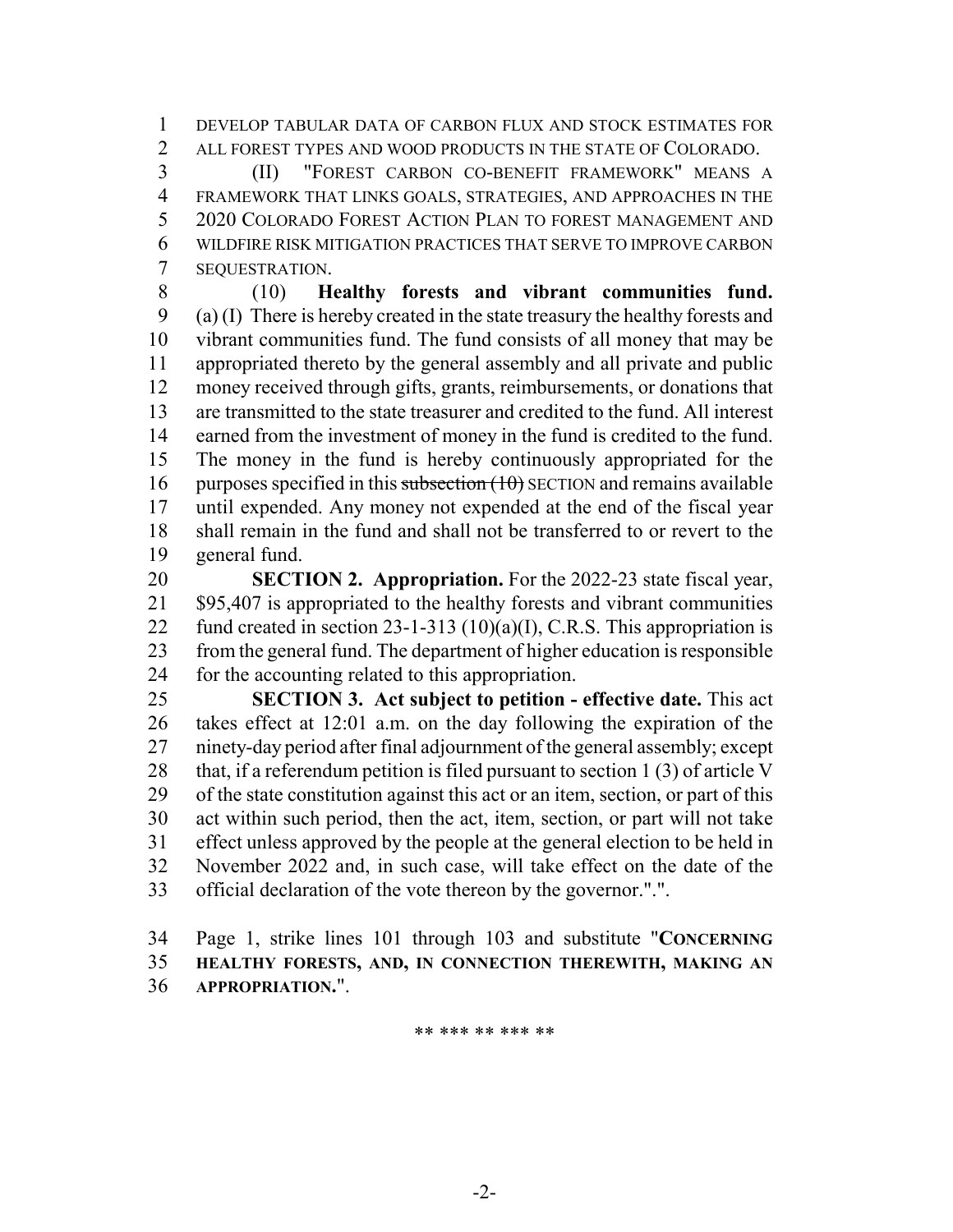DEVELOP TABULAR DATA OF CARBON FLUX AND STOCK ESTIMATES FOR ALL FOREST TYPES AND WOOD PRODUCTS IN THE STATE OF COLORADO.

(II) "FOREST CARBON CO-BENEFIT FRAMEWORK" MEANS A FRAMEWORK THAT LINKS GOALS, STRATEGIES, AND APPROACHES IN THE 2020 COLORADO FOREST ACTION PLAN TO FOREST MANAGEMENT AND WILDFIRE RISK MITIGATION PRACTICES THAT SERVE TO IMPROVE CARBON SEQUESTRATION.

(10) **Healthy forests and vibrant communities fund.** (a) (I) There is hereby created in the state treasury the healthy forests and vibrant communities fund. The fund consists of all money that may be appropriated thereto by the general assembly and all private and public money received through gifts, grants, reimbursements, or donations that are transmitted to the state treasurer and credited to the fund. All interest earned from the investment of money in the fund is credited to the fund. The money in the fund is hereby continuously appropriated for the purposes specified in this ~~subsection (10)~~ SECTION and remains available until expended. Any money not expended at the end of the fiscal year shall remain in the fund and shall not be transferred to or revert to the general fund.

**SECTION 2. Appropriation.** For the 2022-23 state fiscal year, $95,407 is appropriated to the healthy forests and vibrant communities fund created in section 23-1-313 (10)(a)(I), C.R.S. This appropriation is from the general fund. The department of higher education is responsible for the accounting related to this appropriation.

**SECTION 3. Act subject to petition - effective date.** This act takes effect at 12:01 a.m. on the day following the expiration of the ninety-day period after final adjournment of the general assembly; except that, if a referendum petition is filed pursuant to section 1 (3) of article V of the state constitution against this act or an item, section, or part of this act within such period, then the act, item, section, or part will not take effect unless approved by the people at the general election to be held in November 2022 and, in such case, will take effect on the date of the official declaration of the vote thereon by the governor.".".

Page 1, strike lines 101 through 103 and substitute "**CONCERNING HEALTHY FORESTS, AND, IN CONNECTION THEREWITH, MAKING AN APPROPRIATION.**".

** *** ** *** **